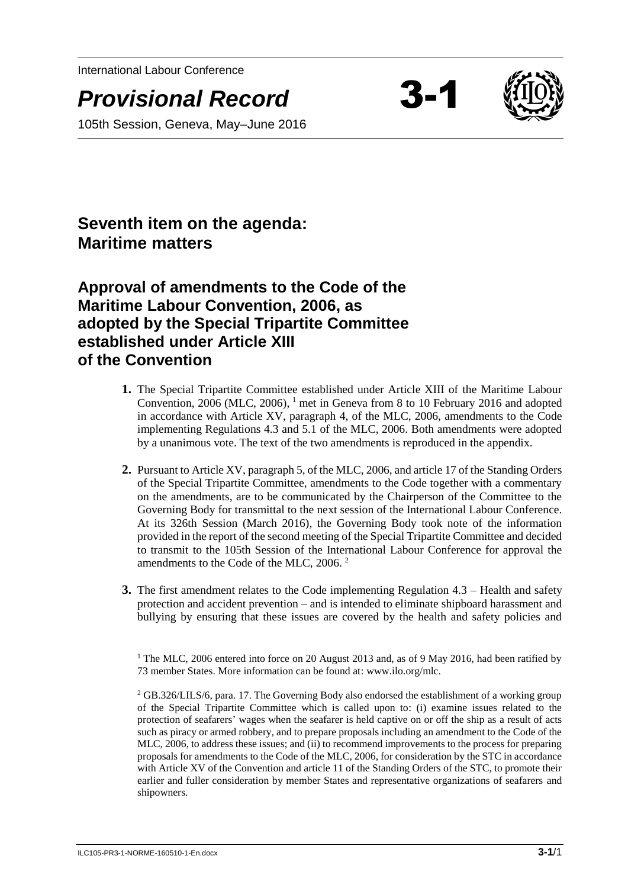International Labour Conference

# *Provisional Record* 3-1

105th Session, Geneva, May–June 2016

## Seventh item on the agenda: Maritime matters

## Approval of amendments to the Code of the Maritime Labour Convention, 2006, as adopted by the Special Tripartite Committee established under Article XIII of the Convention

**1.** The Special Tripartite Committee established under Article XIII of the Maritime Labour Convention, 2006 (MLC, 2006), [1] met in Geneva from 8 to 10 February 2016 and adopted in accordance with Article XV, paragraph 4, of the MLC, 2006, amendments to the Code implementing Regulations 4.3 and 5.1 of the MLC, 2006. Both amendments were adopted by a unanimous vote. The text of the two amendments is reproduced in the appendix.

**2.** Pursuant to Article XV, paragraph 5, of the MLC, 2006, and article 17 of the Standing Orders of the Special Tripartite Committee, amendments to the Code together with a commentary on the amendments, are to be communicated by the Chairperson of the Committee to the Governing Body for transmittal to the next session of the International Labour Conference. At its 326th Session (March 2016), the Governing Body took note of the information provided in the report of the second meeting of the Special Tripartite Committee and decided to transmit to the 105th Session of the International Labour Conference for approval the amendments to the Code of the MLC, 2006. [2]

**3.** The first amendment relates to the Code implementing Regulation 4.3 – Health and safety protection and accident prevention – and is intended to eliminate shipboard harassment and bullying by ensuring that these issues are covered by the health and safety policies and

[1] The MLC, 2006 entered into force on 20 August 2013 and, as of 9 May 2016, had been ratified by 73 member States. More information can be found at: www.ilo.org/mlc.

[2] GB.326/LILS/6, para. 17. The Governing Body also endorsed the establishment of a working group of the Special Tripartite Committee which is called upon to: (i) examine issues related to the protection of seafarers' wages when the seafarer is held captive on or off the ship as a result of acts such as piracy or armed robbery, and to prepare proposals including an amendment to the Code of the MLC, 2006, to address these issues; and (ii) to recommend improvements to the process for preparing proposals for amendments to the Code of the MLC, 2006, for consideration by the STC in accordance with Article XV of the Convention and article 11 of the Standing Orders of the STC, to promote their earlier and fuller consideration by member States and representative organizations of seafarers and shipowners.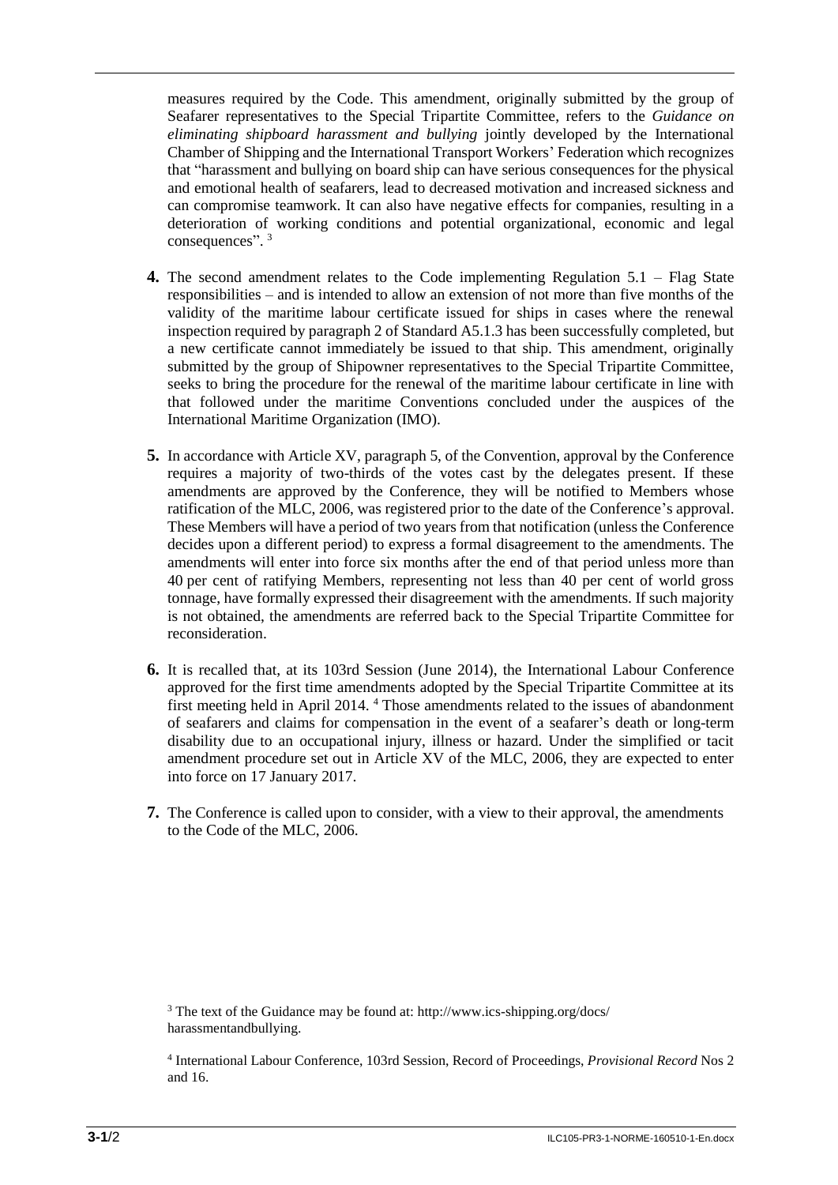measures required by the Code. This amendment, originally submitted by the group of Seafarer representatives to the Special Tripartite Committee, refers to the *Guidance on eliminating shipboard harassment and bullying* jointly developed by the International Chamber of Shipping and the International Transport Workers' Federation which recognizes that "harassment and bullying on board ship can have serious consequences for the physical and emotional health of seafarers, lead to decreased motivation and increased sickness and can compromise teamwork. It can also have negative effects for companies, resulting in a deterioration of working conditions and potential organizational, economic and legal consequences". [3]

**4.** The second amendment relates to the Code implementing Regulation 5.1 – Flag State responsibilities – and is intended to allow an extension of not more than five months of the validity of the maritime labour certificate issued for ships in cases where the renewal inspection required by paragraph 2 of Standard A5.1.3 has been successfully completed, but a new certificate cannot immediately be issued to that ship. This amendment, originally submitted by the group of Shipowner representatives to the Special Tripartite Committee, seeks to bring the procedure for the renewal of the maritime labour certificate in line with that followed under the maritime Conventions concluded under the auspices of the International Maritime Organization (IMO).

**5.** In accordance with Article XV, paragraph 5, of the Convention, approval by the Conference requires a majority of two-thirds of the votes cast by the delegates present. If these amendments are approved by the Conference, they will be notified to Members whose ratification of the MLC, 2006, was registered prior to the date of the Conference's approval. These Members will have a period of two years from that notification (unless the Conference decides upon a different period) to express a formal disagreement to the amendments. The amendments will enter into force six months after the end of that period unless more than 40 per cent of ratifying Members, representing not less than 40 per cent of world gross tonnage, have formally expressed their disagreement with the amendments. If such majority is not obtained, the amendments are referred back to the Special Tripartite Committee for reconsideration.

**6.** It is recalled that, at its 103rd Session (June 2014), the International Labour Conference approved for the first time amendments adopted by the Special Tripartite Committee at its first meeting held in April 2014. [4] Those amendments related to the issues of abandonment of seafarers and claims for compensation in the event of a seafarer's death or long-term disability due to an occupational injury, illness or hazard. Under the simplified or tacit amendment procedure set out in Article XV of the MLC, 2006, they are expected to enter into force on 17 January 2017.

**7.** The Conference is called upon to consider, with a view to their approval, the amendments to the Code of the MLC, 2006.

[3] The text of the Guidance may be found at: http://www.ics-shipping.org/docs/harassmentandbullying.

[4] International Labour Conference, 103rd Session, Record of Proceedings, *Provisional Record* Nos 2 and 16.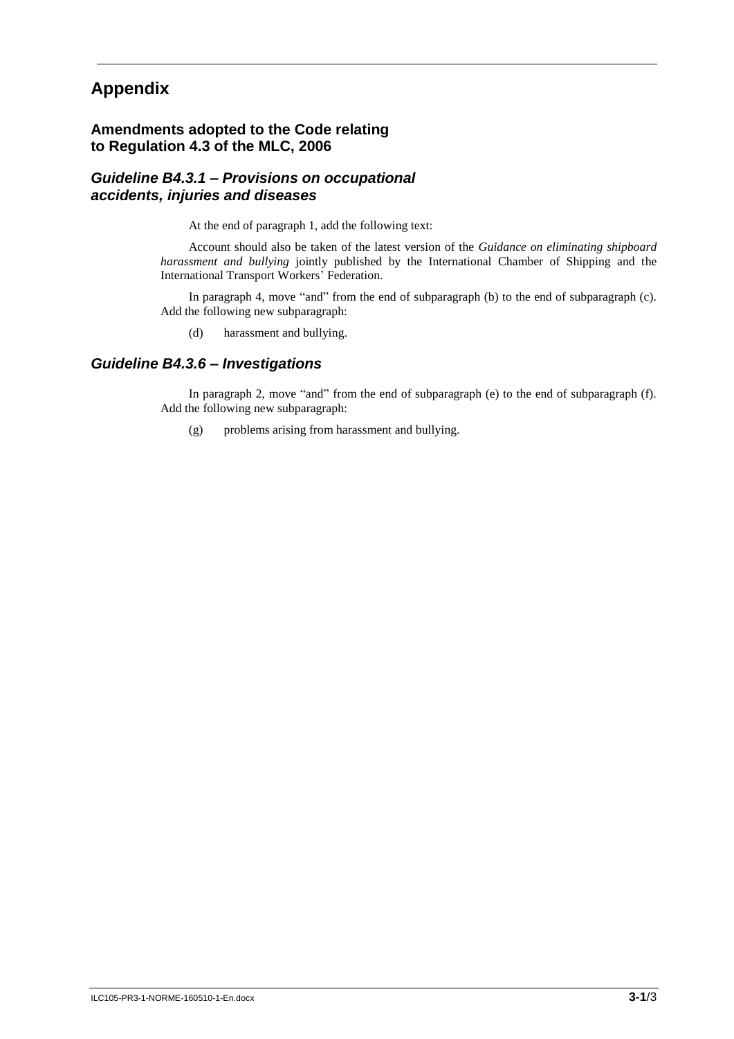# Appendix

## Amendments adopted to the Code relating to Regulation 4.3 of the MLC, 2006

### *Guideline B4.3.1 – Provisions on occupational accidents, injuries and diseases*

At the end of paragraph 1, add the following text:

Account should also be taken of the latest version of the *Guidance on eliminating shipboard harassment and bullying* jointly published by the International Chamber of Shipping and the International Transport Workers' Federation.

In paragraph 4, move "and" from the end of subparagraph (b) to the end of subparagraph (c). Add the following new subparagraph:

(d) harassment and bullying.

### *Guideline B4.3.6 – Investigations*

In paragraph 2, move "and" from the end of subparagraph (e) to the end of subparagraph (f). Add the following new subparagraph:

(g) problems arising from harassment and bullying.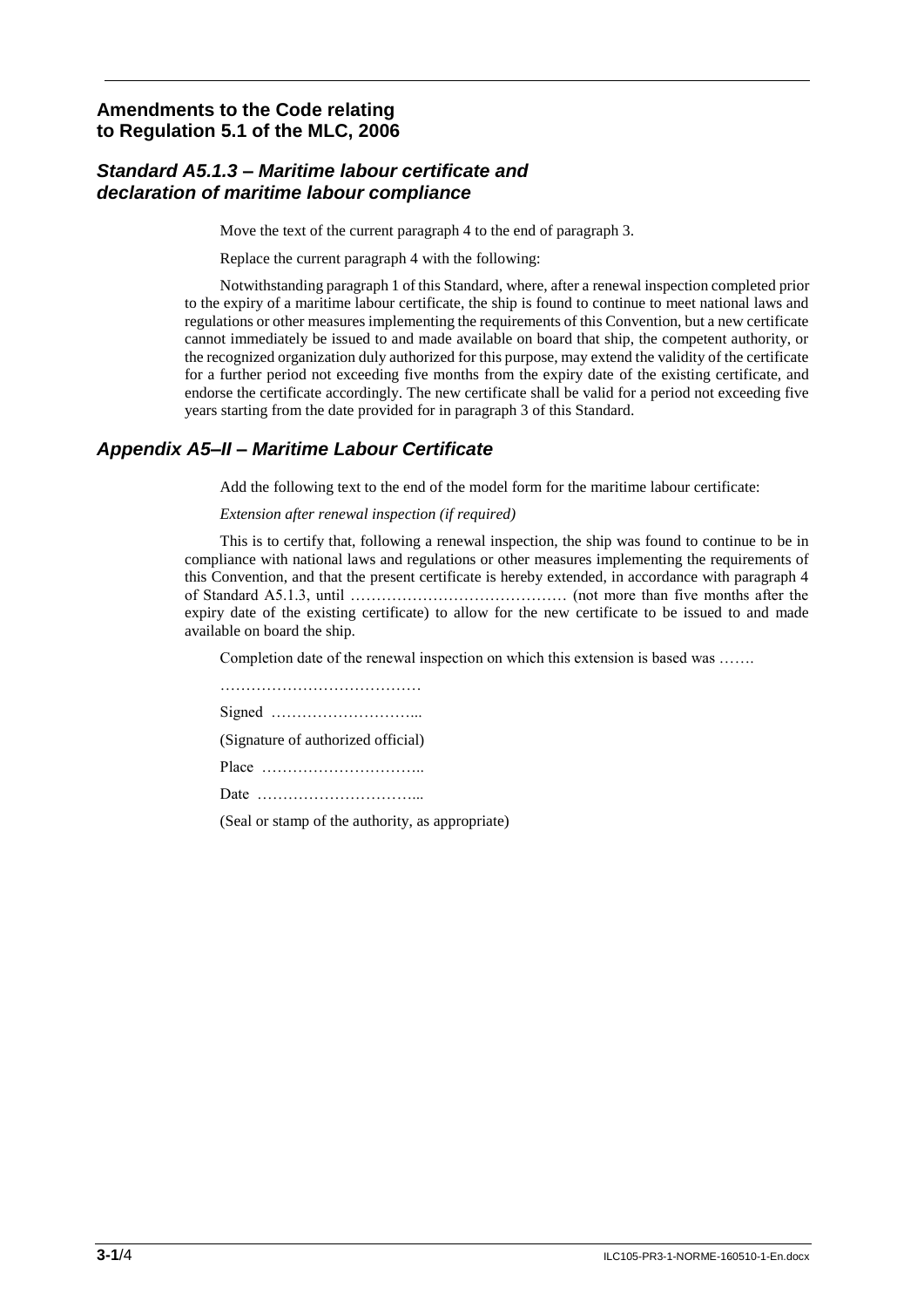## Amendments to the Code relating to Regulation 5.1 of the MLC, 2006

### *Standard A5.1.3 – Maritime labour certificate and declaration of maritime labour compliance*

Move the text of the current paragraph 4 to the end of paragraph 3.

Replace the current paragraph 4 with the following:

Notwithstanding paragraph 1 of this Standard, where, after a renewal inspection completed prior to the expiry of a maritime labour certificate, the ship is found to continue to meet national laws and regulations or other measures implementing the requirements of this Convention, but a new certificate cannot immediately be issued to and made available on board that ship, the competent authority, or the recognized organization duly authorized for this purpose, may extend the validity of the certificate for a further period not exceeding five months from the expiry date of the existing certificate, and endorse the certificate accordingly. The new certificate shall be valid for a period not exceeding five years starting from the date provided for in paragraph 3 of this Standard.

### *Appendix A5–II – Maritime Labour Certificate*

Add the following text to the end of the model form for the maritime labour certificate:

*Extension after renewal inspection (if required)*

This is to certify that, following a renewal inspection, the ship was found to continue to be in compliance with national laws and regulations or other measures implementing the requirements of this Convention, and that the present certificate is hereby extended, in accordance with paragraph 4 of Standard A5.1.3, until …………………………………… (not more than five months after the expiry date of the existing certificate) to allow for the new certificate to be issued to and made available on board the ship.

Completion date of the renewal inspection on which this extension is based was …….

…………………………………

Signed ………………………...

(Signature of authorized official)

Place …………………………..

Date …………………………...

(Seal or stamp of the authority, as appropriate)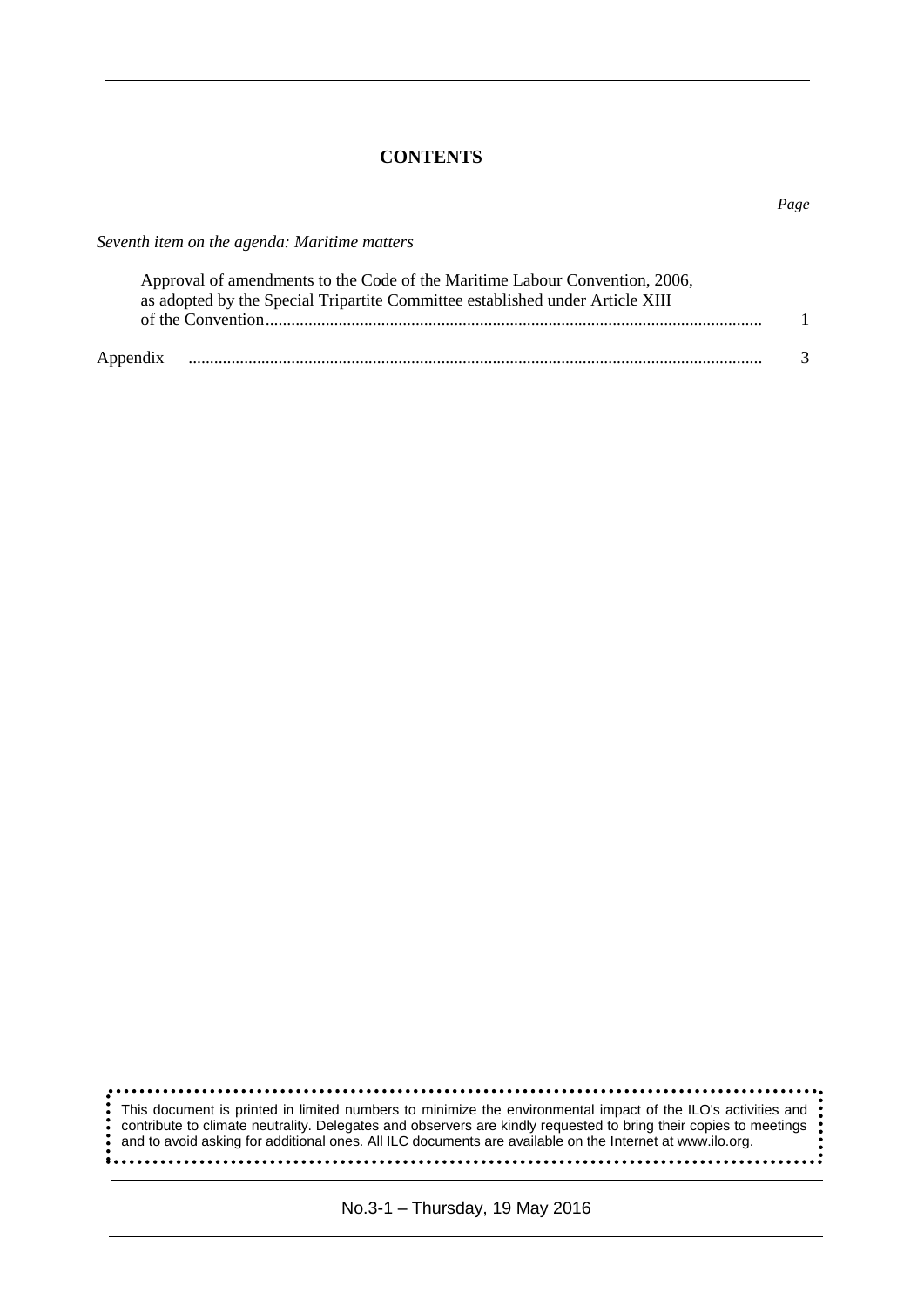## CONTENTS

| | Page |
|---|---|
| *Seventh item on the agenda: Maritime matters* | |
| Approval of amendments to the Code of the Maritime Labour Convention, 2006, as adopted by the Special Tripartite Committee established under Article XIII of the Convention | 1 |
| Appendix | 3 |

This document is printed in limited numbers to minimize the environmental impact of the ILO's activities and contribute to climate neutrality. Delegates and observers are kindly requested to bring their copies to meetings and to avoid asking for additional ones. All ILC documents are available on the Internet at www.ilo.org.

No.3-1 – Thursday, 19 May 2016